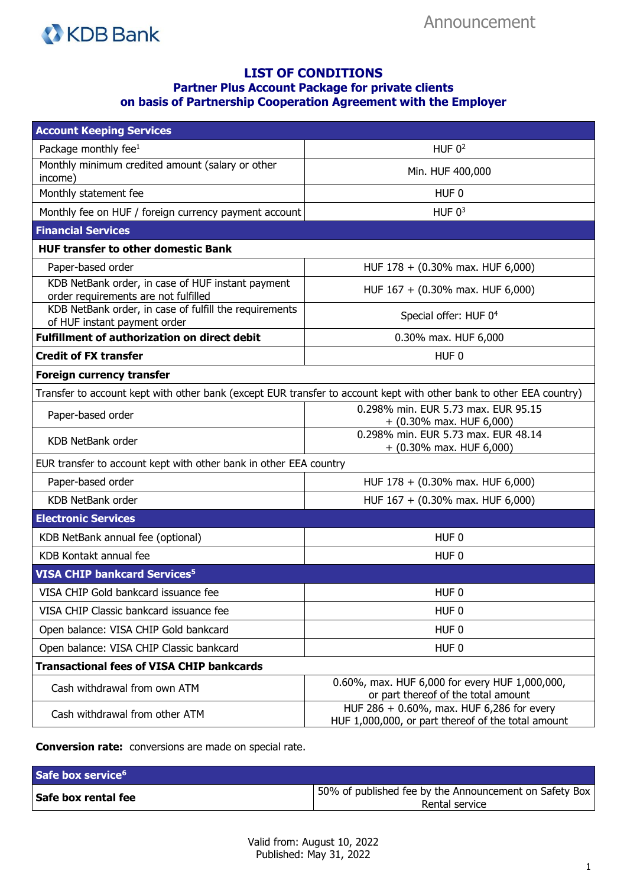KDB Bank

Announcement

# LIST OF CONDITIONS
## Partner Plus Account Package for private clients on basis of Partnership Cooperation Agreement with the Employer

| **Account Keeping Services** | |
|---|---|
| Package monthly fee[1] | HUF 0[2] |
| Monthly minimum credited amount (salary or other income) | Min. HUF 400,000 |
| Monthly statement fee | HUF 0 |
| Monthly fee on HUF / foreign currency payment account | HUF 0[3] |
| **Financial Services** | |
| **HUF transfer to other domestic Bank** | |
| Paper-based order | HUF 178 + (0.30% max. HUF 6,000) |
| KDB NetBank order, in case of HUF instant payment order requirements are not fulfilled | HUF 167 + (0.30% max. HUF 6,000) |
| KDB NetBank order, in case of fulfill the requirements of HUF instant payment order | Special offer: HUF 0[4] |
| **Fulfillment of authorization on direct debit** | 0.30% max. HUF 6,000 |
| **Credit of FX transfer** | HUF 0 |
| **Foreign currency transfer** | |
| Transfer to account kept with other bank (except EUR transfer to account kept with other bank to other EEA country) | |
| Paper-based order | 0.298% min. EUR 5.73 max. EUR 95.15 + (0.30% max. HUF 6,000) |
| KDB NetBank order | 0.298% min. EUR 5.73 max. EUR 48.14 + (0.30% max. HUF 6,000) |
| EUR transfer to account kept with other bank in other EEA country | |
| Paper-based order | HUF 178 + (0.30% max. HUF 6,000) |
| KDB NetBank order | HUF 167 + (0.30% max. HUF 6,000) |
| **Electronic Services** | |
| KDB NetBank annual fee (optional) | HUF 0 |
| KDB Kontakt annual fee | HUF 0 |
| **VISA CHIP bankcard Services[5]** | |
| VISA CHIP Gold bankcard issuance fee | HUF 0 |
| VISA CHIP Classic bankcard issuance fee | HUF 0 |
| Open balance: VISA CHIP Gold bankcard | HUF 0 |
| Open balance: VISA CHIP Classic bankcard | HUF 0 |
| **Transactional fees of VISA CHIP bankcards** | |
| Cash withdrawal from own ATM | 0.60%, max. HUF 6,000 for every HUF 1,000,000, or part thereof of the total amount |
| Cash withdrawal from other ATM | HUF 286 + 0.60%, max. HUF 6,286 for every HUF 1,000,000, or part thereof of the total amount |

**Conversion rate:** conversions are made on special rate.

| **Safe box service[6]** | |
|---|---|
| **Safe box rental fee** | 50% of published fee by the Announcement on Safety Box Rental service |

Valid from: August 10, 2022
Published: May 31, 2022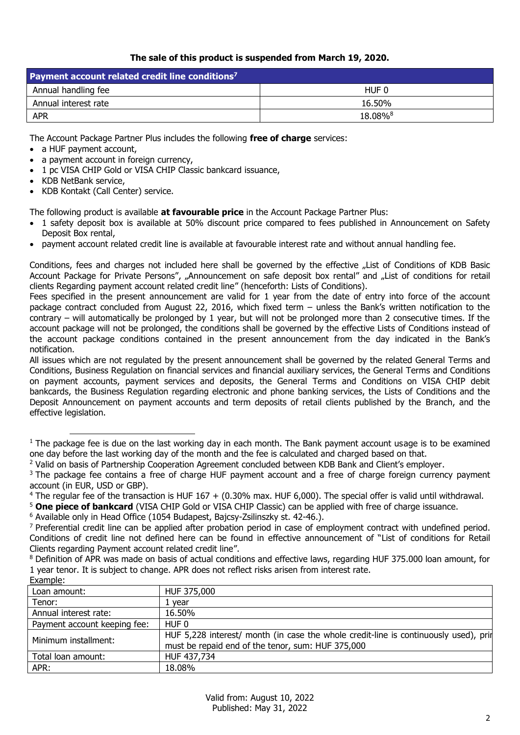**The sale of this product is suspended from March 19, 2020.**

| Payment account related credit line conditions[7] | |
| --- | --- |
| Annual handling fee | HUF 0 |
| Annual interest rate | 16.50% |
| APR | 18.08%[8] |

The Account Package Partner Plus includes the following **free of charge** services:

- a HUF payment account,
- a payment account in foreign currency,
- 1 pc VISA CHIP Gold or VISA CHIP Classic bankcard issuance,
- KDB NetBank service,
- KDB Kontakt (Call Center) service.

The following product is available **at favourable price** in the Account Package Partner Plus:

- 1 safety deposit box is available at 50% discount price compared to fees published in Announcement on Safety Deposit Box rental,
- payment account related credit line is available at favourable interest rate and without annual handling fee.

Conditions, fees and charges not included here shall be governed by the effective „List of Conditions of KDB Basic Account Package for Private Persons", „Announcement on safe deposit box rental" and „List of conditions for retail clients Regarding payment account related credit line" (henceforth: Lists of Conditions).

Fees specified in the present announcement are valid for 1 year from the date of entry into force of the account package contract concluded from August 22, 2016, which fixed term – unless the Bank's written notification to the contrary – will automatically be prolonged by 1 year, but will not be prolonged more than 2 consecutive times. If the account package will not be prolonged, the conditions shall be governed by the effective Lists of Conditions instead of the account package conditions contained in the present announcement from the day indicated in the Bank's notification.

All issues which are not regulated by the present announcement shall be governed by the related General Terms and Conditions, Business Regulation on financial services and financial auxiliary services, the General Terms and Conditions on payment accounts, payment services and deposits, the General Terms and Conditions on VISA CHIP debit bankcards, the Business Regulation regarding electronic and phone banking services, the Lists of Conditions and the Deposit Announcement on payment accounts and term deposits of retail clients published by the Branch, and the effective legislation.

---

[1] The package fee is due on the last working day in each month. The Bank payment account usage is to be examined one day before the last working day of the month and the fee is calculated and charged based on that.

[2] Valid on basis of Partnership Cooperation Agreement concluded between KDB Bank and Client's employer.

[3] The package fee contains a free of charge HUF payment account and a free of charge foreign currency payment account (in EUR, USD or GBP).

[4] The regular fee of the transaction is HUF 167 + (0.30% max. HUF 6,000). The special offer is valid until withdrawal.

[5] **One piece of bankcard** (VISA CHIP Gold or VISA CHIP Classic) can be applied with free of charge issuance.

[6] Available only in Head Office (1054 Budapest, Bajcsy-Zsilinszky st. 42-46.).

[7] Preferential credit line can be applied after probation period in case of employment contract with undefined period. Conditions of credit line not defined here can be found in effective announcement of "List of conditions for Retail Clients regarding Payment account related credit line".

[8] Definition of APR was made on basis of actual conditions and effective laws, regarding HUF 375.000 loan amount, for 1 year tenor. It is subject to change. APR does not reflect risks arisen from interest rate.

Example:

| | |
| --- | --- |
| Loan amount: | HUF 375,000 |
| Tenor: | 1 year |
| Annual interest rate: | 16.50% |
| Payment account keeping fee: | HUF 0 |
| Minimum installment: | HUF 5,228 interest/ month (in case the whole credit-line is continuously used), prir must be repaid end of the tenor, sum: HUF 375,000 |
| Total loan amount: | HUF 437,734 |
| APR: | 18.08% |

Valid from: August 10, 2022
Published: May 31, 2022